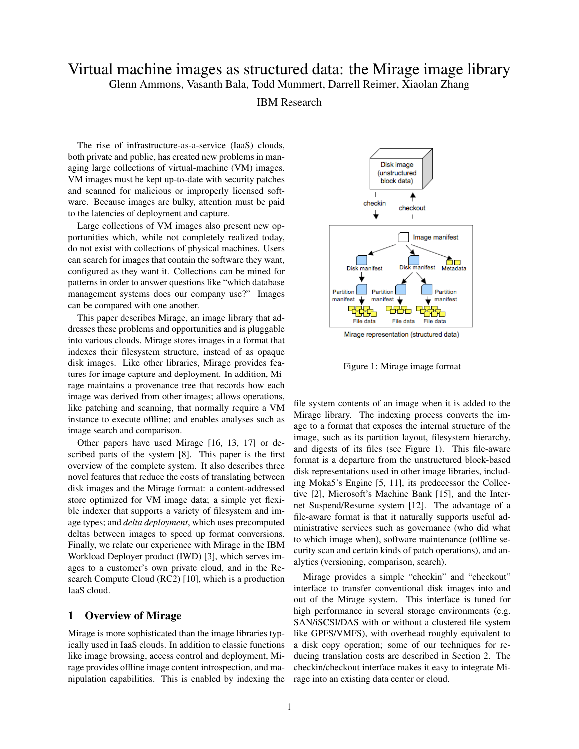# Virtual machine images as structured data: the Mirage image library

Glenn Ammons, Vasanth Bala, Todd Mummert, Darrell Reimer, Xiaolan Zhang

IBM Research

The rise of infrastructure-as-a-service (IaaS) clouds, both private and public, has created new problems in managing large collections of virtual-machine (VM) images. VM images must be kept up-to-date with security patches and scanned for malicious or improperly licensed software. Because images are bulky, attention must be paid to the latencies of deployment and capture.

Large collections of VM images also present new opportunities which, while not completely realized today, do not exist with collections of physical machines. Users can search for images that contain the software they want, configured as they want it. Collections can be mined for patterns in order to answer questions like "which database management systems does our company use?" Images can be compared with one another.

This paper describes Mirage, an image library that addresses these problems and opportunities and is pluggable into various clouds. Mirage stores images in a format that indexes their filesystem structure, instead of as opaque disk images. Like other libraries, Mirage provides features for image capture and deployment. In addition, Mirage maintains a provenance tree that records how each image was derived from other images; allows operations, like patching and scanning, that normally require a VM instance to execute offline; and enables analyses such as image search and comparison.

Other papers have used Mirage [16, 13, 17] or described parts of the system [8]. This paper is the first overview of the complete system. It also describes three novel features that reduce the costs of translating between disk images and the Mirage format: a content-addressed store optimized for VM image data; a simple yet flexible indexer that supports a variety of filesystem and image types; and *delta deployment*, which uses precomputed deltas between images to speed up format conversions. Finally, we relate our experience with Mirage in the IBM Workload Deployer product (IWD) [3], which serves images to a customer's own private cloud, and in the Research Compute Cloud (RC2) [10], which is a production IaaS cloud.

## 1 Overview of Mirage

Mirage is more sophisticated than the image libraries typically used in IaaS clouds. In addition to classic functions like image browsing, access control and deployment, Mirage provides offline image content introspection, and manipulation capabilities. This is enabled by indexing the file system contents of an image when it is added to the Mirage library. The indexing process converts the image to a format that exposes the internal structure of the image, such as its partition layout, filesystem hierarchy, and digests of its files (see Figure 1). This file-aware format is a departure from the unstructured block-based disk representations used in other image libraries, including Moka5's Engine [5, 11], its predecessor the Collective [2], Microsoft's Machine Bank [15], and the Internet Suspend/Resume system [12]. The advantage of a file-aware format is that it naturally supports useful administrative services such as governance (who did what to which image when), software maintenance (offline security scan and certain kinds of patch operations), and analytics (versioning, comparison, search).

Figure 1: Mirage image format

Mirage provides a simple "checkin" and "checkout" interface to transfer conventional disk images into and out of the Mirage system. This interface is tuned for high performance in several storage environments (e.g. SAN/iSCSI/DAS with or without a clustered file system like GPFS/VMFS), with overhead roughly equivalent to a disk copy operation; some of our techniques for reducing translation costs are described in Section 2. The checkin/checkout interface makes it easy to integrate Mirage into an existing data center or cloud.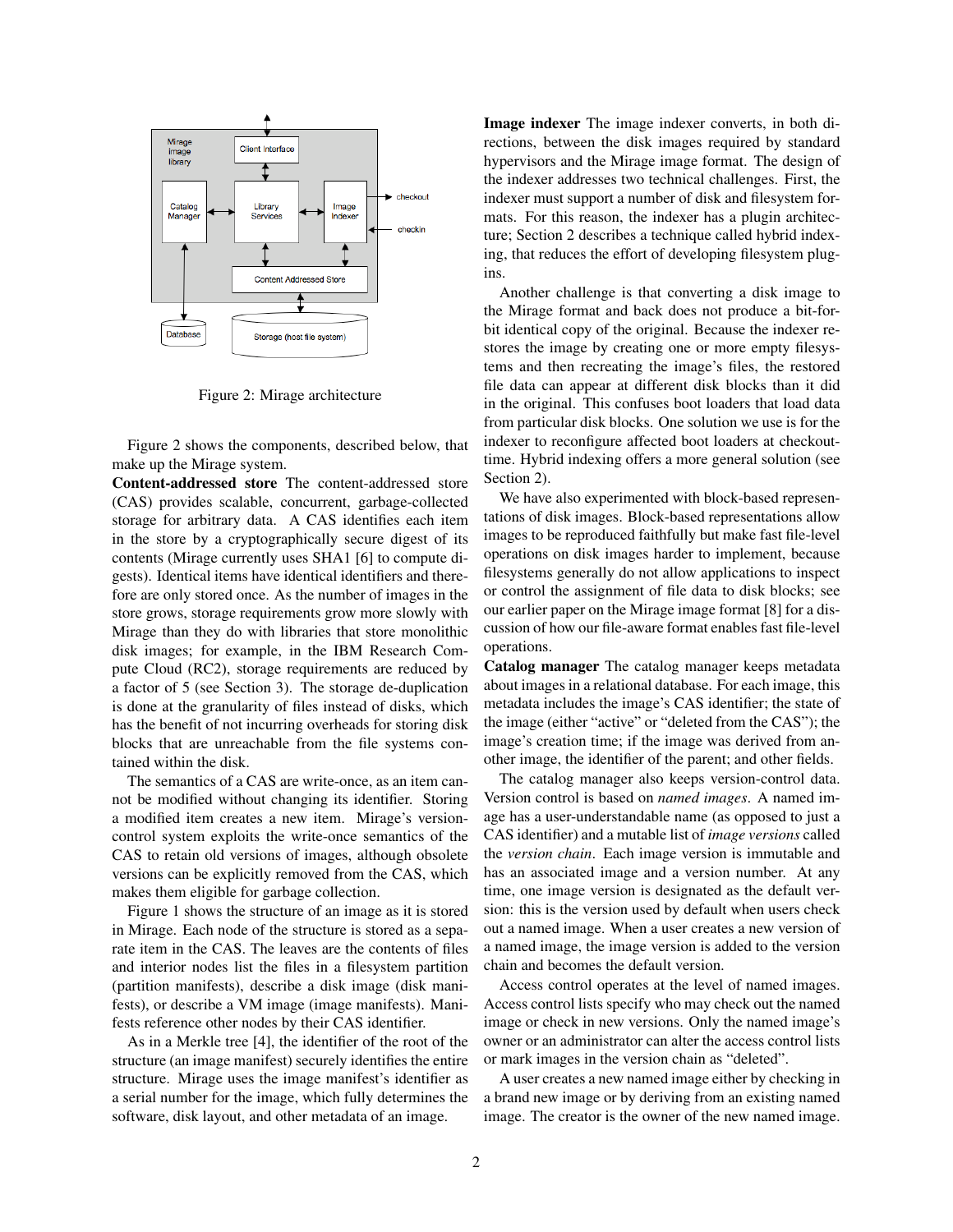Figure 2: Mirage architecture

Figure 2 shows the components, described below, that make up the Mirage system.

**Content-addressed store** The content-addressed store (CAS) provides scalable, concurrent, garbage-collected storage for arbitrary data. A CAS identifies each item in the store by a cryptographically secure digest of its contents (Mirage currently uses SHA1 [6] to compute digests). Identical items have identical identifiers and therefore are only stored once. As the number of images in the store grows, storage requirements grow more slowly with Mirage than they do with libraries that store monolithic disk images; for example, in the IBM Research Compute Cloud (RC2), storage requirements are reduced by a factor of 5 (see Section 3). The storage de-duplication is done at the granularity of files instead of disks, which has the benefit of not incurring overheads for storing disk blocks that are unreachable from the file systems contained within the disk.

The semantics of a CAS are write-once, as an item cannot be modified without changing its identifier. Storing a modified item creates a new item. Mirage's version-control system exploits the write-once semantics of the CAS to retain old versions of images, although obsolete versions can be explicitly removed from the CAS, which makes them eligible for garbage collection.

Figure 1 shows the structure of an image as it is stored in Mirage. Each node of the structure is stored as a separate item in the CAS. The leaves are the contents of files and interior nodes list the files in a filesystem partition (partition manifests), describe a disk image (disk manifests), or describe a VM image (image manifests). Manifests reference other nodes by their CAS identifier.

As in a Merkle tree [4], the identifier of the root of the structure (an image manifest) securely identifies the entire structure. Mirage uses the image manifest's identifier as a serial number for the image, which fully determines the software, disk layout, and other metadata of an image.

**Image indexer** The image indexer converts, in both directions, between the disk images required by standard hypervisors and the Mirage image format. The design of the indexer addresses two technical challenges. First, the indexer must support a number of disk and filesystem formats. For this reason, the indexer has a plugin architecture; Section 2 describes a technique called hybrid indexing, that reduces the effort of developing filesystem plugins.

Another challenge is that converting a disk image to the Mirage format and back does not produce a bit-for-bit identical copy of the original. Because the indexer restores the image by creating one or more empty filesystems and then recreating the image's files, the restored file data can appear at different disk blocks than it did in the original. This confuses boot loaders that load data from particular disk blocks. One solution we use is for the indexer to reconfigure affected boot loaders at checkout-time. Hybrid indexing offers a more general solution (see Section 2).

We have also experimented with block-based representations of disk images. Block-based representations allow images to be reproduced faithfully but make fast file-level operations on disk images harder to implement, because filesystems generally do not allow applications to inspect or control the assignment of file data to disk blocks; see our earlier paper on the Mirage image format [8] for a discussion of how our file-aware format enables fast file-level operations.

**Catalog manager** The catalog manager keeps metadata about images in a relational database. For each image, this metadata includes the image's CAS identifier; the state of the image (either "active" or "deleted from the CAS"); the image's creation time; if the image was derived from another image, the identifier of the parent; and other fields.

The catalog manager also keeps version-control data. Version control is based on *named images*. A named image has a user-understandable name (as opposed to just a CAS identifier) and a mutable list of *image versions* called the *version chain*. Each image version is immutable and has an associated image and a version number. At any time, one image version is designated as the default version: this is the version used by default when users check out a named image. When a user creates a new version of a named image, the image version is added to the version chain and becomes the default version.

Access control operates at the level of named images. Access control lists specify who may check out the named image or check in new versions. Only the named image's owner or an administrator can alter the access control lists or mark images in the version chain as "deleted".

A user creates a new named image either by checking in a brand new image or by deriving from an existing named image. The creator is the owner of the new named image.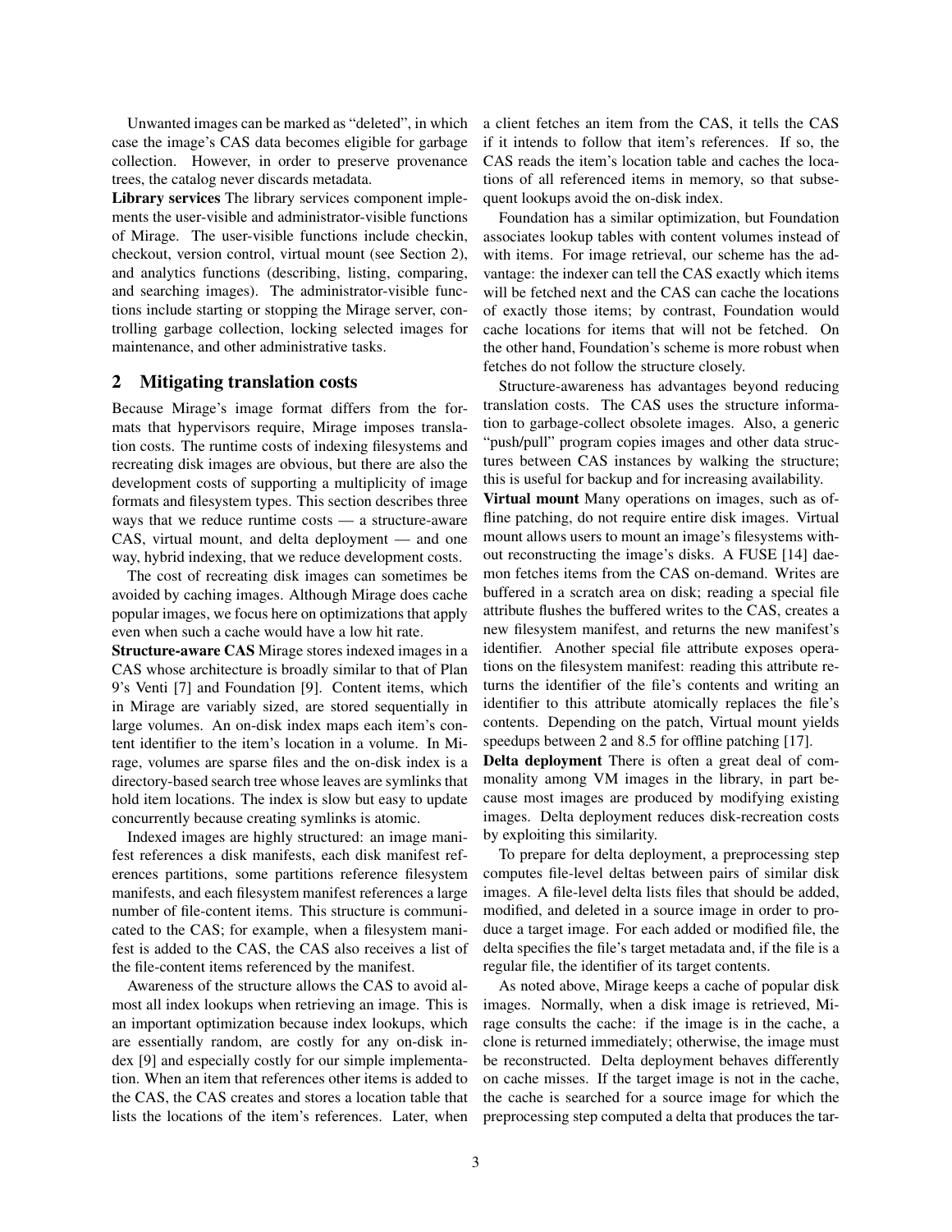Unwanted images can be marked as "deleted", in which case the image's CAS data becomes eligible for garbage collection. However, in order to preserve provenance trees, the catalog never discards metadata.

**Library services** The library services component implements the user-visible and administrator-visible functions of Mirage. The user-visible functions include checkin, checkout, version control, virtual mount (see Section 2), and analytics functions (describing, listing, comparing, and searching images). The administrator-visible functions include starting or stopping the Mirage server, controlling garbage collection, locking selected images for maintenance, and other administrative tasks.

## 2 Mitigating translation costs

Because Mirage's image format differs from the formats that hypervisors require, Mirage imposes translation costs. The runtime costs of indexing filesystems and recreating disk images are obvious, but there are also the development costs of supporting a multiplicity of image formats and filesystem types. This section describes three ways that we reduce runtime costs — a structure-aware CAS, virtual mount, and delta deployment — and one way, hybrid indexing, that we reduce development costs.

The cost of recreating disk images can sometimes be avoided by caching images. Although Mirage does cache popular images, we focus here on optimizations that apply even when such a cache would have a low hit rate.

**Structure-aware CAS** Mirage stores indexed images in a CAS whose architecture is broadly similar to that of Plan 9's Venti [7] and Foundation [9]. Content items, which in Mirage are variably sized, are stored sequentially in large volumes. An on-disk index maps each item's content identifier to the item's location in a volume. In Mirage, volumes are sparse files and the on-disk index is a directory-based search tree whose leaves are symlinks that hold item locations. The index is slow but easy to update concurrently because creating symlinks is atomic.

Indexed images are highly structured: an image manifest references a disk manifests, each disk manifest references partitions, some partitions reference filesystem manifests, and each filesystem manifest references a large number of file-content items. This structure is communicated to the CAS; for example, when a filesystem manifest is added to the CAS, the CAS also receives a list of the file-content items referenced by the manifest.

Awareness of the structure allows the CAS to avoid almost all index lookups when retrieving an image. This is an important optimization because index lookups, which are essentially random, are costly for any on-disk index [9] and especially costly for our simple implementation. When an item that references other items is added to the CAS, the CAS creates and stores a location table that lists the locations of the item's references. Later, when a client fetches an item from the CAS, it tells the CAS if it intends to follow that item's references. If so, the CAS reads the item's location table and caches the locations of all referenced items in memory, so that subsequent lookups avoid the on-disk index.

Foundation has a similar optimization, but Foundation associates lookup tables with content volumes instead of with items. For image retrieval, our scheme has the advantage: the indexer can tell the CAS exactly which items will be fetched next and the CAS can cache the locations of exactly those items; by contrast, Foundation would cache locations for items that will not be fetched. On the other hand, Foundation's scheme is more robust when fetches do not follow the structure closely.

Structure-awareness has advantages beyond reducing translation costs. The CAS uses the structure information to garbage-collect obsolete images. Also, a generic "push/pull" program copies images and other data structures between CAS instances by walking the structure; this is useful for backup and for increasing availability.

**Virtual mount** Many operations on images, such as offline patching, do not require entire disk images. Virtual mount allows users to mount an image's filesystems without reconstructing the image's disks. A FUSE [14] daemon fetches items from the CAS on-demand. Writes are buffered in a scratch area on disk; reading a special file attribute flushes the buffered writes to the CAS, creates a new filesystem manifest, and returns the new manifest's identifier. Another special file attribute exposes operations on the filesystem manifest: reading this attribute returns the identifier of the file's contents and writing an identifier to this attribute atomically replaces the file's contents. Depending on the patch, Virtual mount yields speedups between 2 and 8.5 for offline patching [17].

**Delta deployment** There is often a great deal of commonality among VM images in the library, in part because most images are produced by modifying existing images. Delta deployment reduces disk-recreation costs by exploiting this similarity.

To prepare for delta deployment, a preprocessing step computes file-level deltas between pairs of similar disk images. A file-level delta lists files that should be added, modified, and deleted in a source image in order to produce a target image. For each added or modified file, the delta specifies the file's target metadata and, if the file is a regular file, the identifier of its target contents.

As noted above, Mirage keeps a cache of popular disk images. Normally, when a disk image is retrieved, Mirage consults the cache: if the image is in the cache, a clone is returned immediately; otherwise, the image must be reconstructed. Delta deployment behaves differently on cache misses. If the target image is not in the cache, the cache is searched for a source image for which the preprocessing step computed a delta that produces the tar-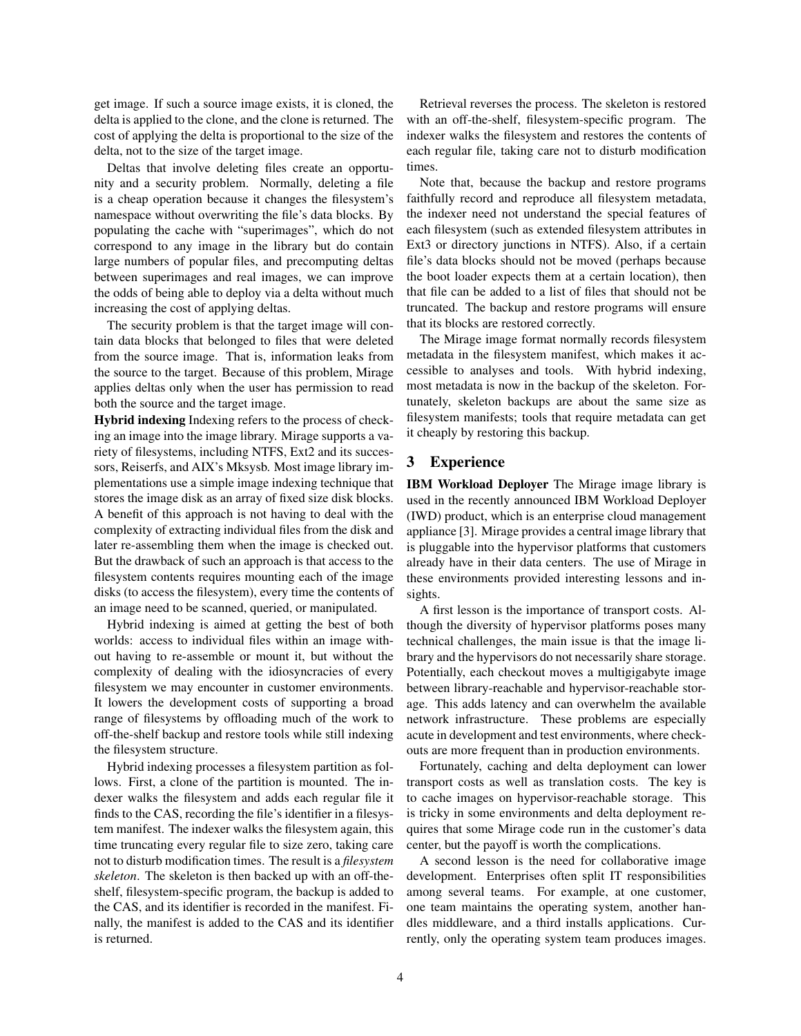get image. If such a source image exists, it is cloned, the delta is applied to the clone, and the clone is returned. The cost of applying the delta is proportional to the size of the delta, not to the size of the target image.

Deltas that involve deleting files create an opportunity and a security problem. Normally, deleting a file is a cheap operation because it changes the filesystem's namespace without overwriting the file's data blocks. By populating the cache with "superimages", which do not correspond to any image in the library but do contain large numbers of popular files, and precomputing deltas between superimages and real images, we can improve the odds of being able to deploy via a delta without much increasing the cost of applying deltas.

The security problem is that the target image will contain data blocks that belonged to files that were deleted from the source image. That is, information leaks from the source to the target. Because of this problem, Mirage applies deltas only when the user has permission to read both the source and the target image.

**Hybrid indexing** Indexing refers to the process of checking an image into the image library. Mirage supports a variety of filesystems, including NTFS, Ext2 and its successors, Reiserfs, and AIX's Mksysb. Most image library implementations use a simple image indexing technique that stores the image disk as an array of fixed size disk blocks. A benefit of this approach is not having to deal with the complexity of extracting individual files from the disk and later re-assembling them when the image is checked out. But the drawback of such an approach is that access to the filesystem contents requires mounting each of the image disks (to access the filesystem), every time the contents of an image need to be scanned, queried, or manipulated.

Hybrid indexing is aimed at getting the best of both worlds: access to individual files within an image without having to re-assemble or mount it, but without the complexity of dealing with the idiosyncracies of every filesystem we may encounter in customer environments. It lowers the development costs of supporting a broad range of filesystems by offloading much of the work to off-the-shelf backup and restore tools while still indexing the filesystem structure.

Hybrid indexing processes a filesystem partition as follows. First, a clone of the partition is mounted. The indexer walks the filesystem and adds each regular file it finds to the CAS, recording the file's identifier in a filesystem manifest. The indexer walks the filesystem again, this time truncating every regular file to size zero, taking care not to disturb modification times. The result is a *filesystem skeleton*. The skeleton is then backed up with an off-the-shelf, filesystem-specific program, the backup is added to the CAS, and its identifier is recorded in the manifest. Finally, the manifest is added to the CAS and its identifier is returned.

Retrieval reverses the process. The skeleton is restored with an off-the-shelf, filesystem-specific program. The indexer walks the filesystem and restores the contents of each regular file, taking care not to disturb modification times.

Note that, because the backup and restore programs faithfully record and reproduce all filesystem metadata, the indexer need not understand the special features of each filesystem (such as extended filesystem attributes in Ext3 or directory junctions in NTFS). Also, if a certain file's data blocks should not be moved (perhaps because the boot loader expects them at a certain location), then that file can be added to a list of files that should not be truncated. The backup and restore programs will ensure that its blocks are restored correctly.

The Mirage image format normally records filesystem metadata in the filesystem manifest, which makes it accessible to analyses and tools. With hybrid indexing, most metadata is now in the backup of the skeleton. Fortunately, skeleton backups are about the same size as filesystem manifests; tools that require metadata can get it cheaply by restoring this backup.

# 3 Experience

**IBM Workload Deployer** The Mirage image library is used in the recently announced IBM Workload Deployer (IWD) product, which is an enterprise cloud management appliance [3]. Mirage provides a central image library that is pluggable into the hypervisor platforms that customers already have in their data centers. The use of Mirage in these environments provided interesting lessons and insights.

A first lesson is the importance of transport costs. Although the diversity of hypervisor platforms poses many technical challenges, the main issue is that the image library and the hypervisors do not necessarily share storage. Potentially, each checkout moves a multigigabyte image between library-reachable and hypervisor-reachable storage. This adds latency and can overwhelm the available network infrastructure. These problems are especially acute in development and test environments, where checkouts are more frequent than in production environments.

Fortunately, caching and delta deployment can lower transport costs as well as translation costs. The key is to cache images on hypervisor-reachable storage. This is tricky in some environments and delta deployment requires that some Mirage code run in the customer's data center, but the payoff is worth the complications.

A second lesson is the need for collaborative image development. Enterprises often split IT responsibilities among several teams. For example, at one customer, one team maintains the operating system, another handles middleware, and a third installs applications. Currently, only the operating system team produces images.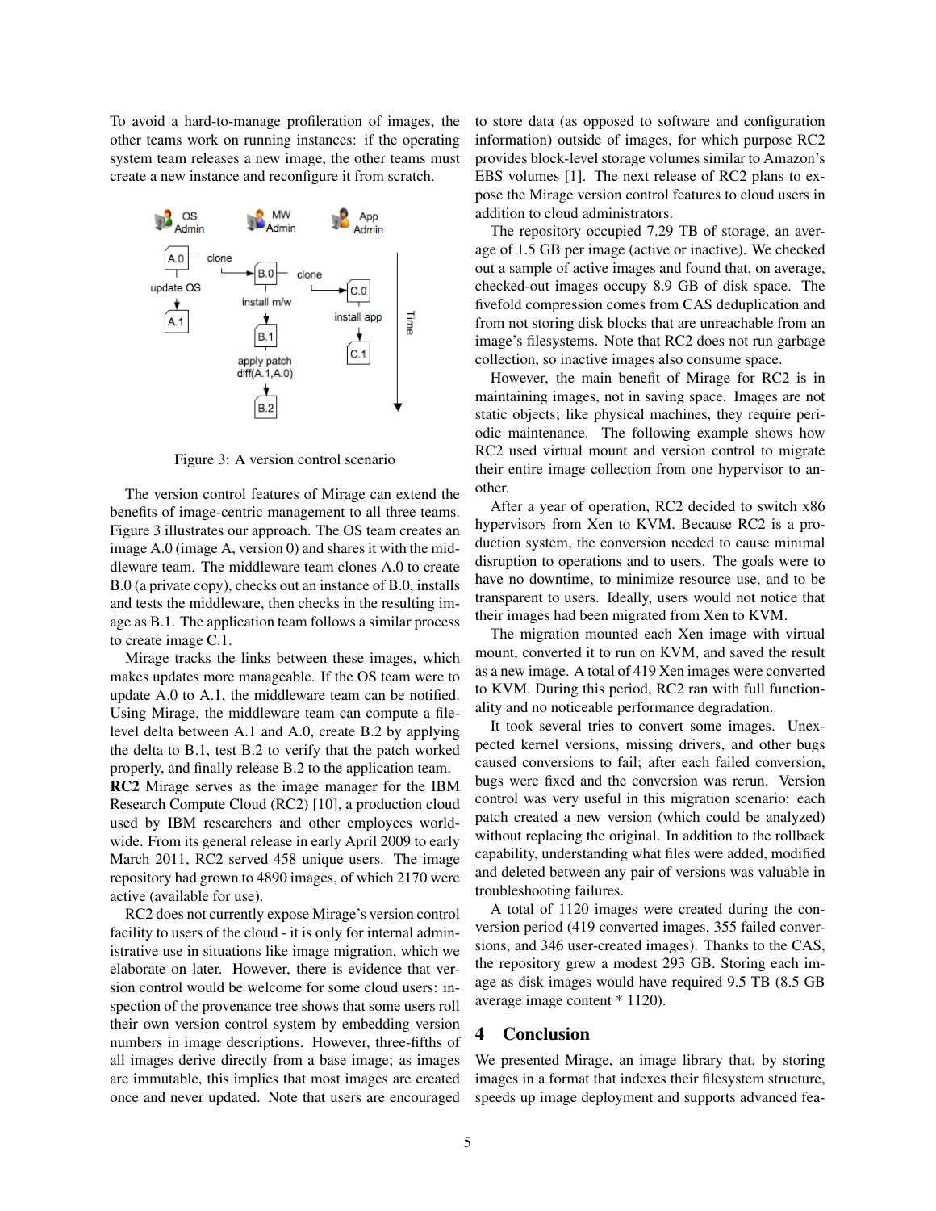To avoid a hard-to-manage proliferation of images, the other teams work on running instances: if the operating system team releases a new image, the other teams must create a new instance and reconfigure it from scratch.

Figure 3: A version control scenario

The version control features of Mirage can extend the benefits of image-centric management to all three teams. Figure 3 illustrates our approach. The OS team creates an image A.0 (image A, version 0) and shares it with the middleware team. The middleware team clones A.0 to create B.0 (a private copy), checks out an instance of B.0, installs and tests the middleware, then checks in the resulting image as B.1. The application team follows a similar process to create image C.1.

Mirage tracks the links between these images, which makes updates more manageable. If the OS team were to update A.0 to A.1, the middleware team can be notified. Using Mirage, the middleware team can compute a file-level delta between A.1 and A.0, create B.2 by applying the delta to B.1, test B.2 to verify that the patch worked properly, and finally release B.2 to the application team.

**RC2** Mirage serves as the image manager for the IBM Research Compute Cloud (RC2) [10], a production cloud used by IBM researchers and other employees worldwide. From its general release in early April 2009 to early March 2011, RC2 served 458 unique users. The image repository had grown to 4890 images, of which 2170 were active (available for use).

RC2 does not currently expose Mirage's version control facility to users of the cloud - it is only for internal administrative use in situations like image migration, which we elaborate on later. However, there is evidence that version control would be welcome for some cloud users: inspection of the provenance tree shows that some users roll their own version control system by embedding version numbers in image descriptions. However, three-fifths of all images derive directly from a base image; as images are immutable, this implies that most images are created once and never updated. Note that users are encouraged to store data (as opposed to software and configuration information) outside of images, for which purpose RC2 provides block-level storage volumes similar to Amazon's EBS volumes [1]. The next release of RC2 plans to expose the Mirage version control features to cloud users in addition to cloud administrators.

The repository occupied 7.29 TB of storage, an average of 1.5 GB per image (active or inactive). We checked out a sample of active images and found that, on average, checked-out images occupy 8.9 GB of disk space. The fivefold compression comes from CAS deduplication and from not storing disk blocks that are unreachable from an image's filesystems. Note that RC2 does not run garbage collection, so inactive images also consume space.

However, the main benefit of Mirage for RC2 is in maintaining images, not in saving space. Images are not static objects; like physical machines, they require periodic maintenance. The following example shows how RC2 used virtual mount and version control to migrate their entire image collection from one hypervisor to another.

After a year of operation, RC2 decided to switch x86 hypervisors from Xen to KVM. Because RC2 is a production system, the conversion needed to cause minimal disruption to operations and to users. The goals were to have no downtime, to minimize resource use, and to be transparent to users. Ideally, users would not notice that their images had been migrated from Xen to KVM.

The migration mounted each Xen image with virtual mount, converted it to run on KVM, and saved the result as a new image. A total of 419 Xen images were converted to KVM. During this period, RC2 ran with full functionality and no noticeable performance degradation.

It took several tries to convert some images. Unexpected kernel versions, missing drivers, and other bugs caused conversions to fail; after each failed conversion, bugs were fixed and the conversion was rerun. Version control was very useful in this migration scenario: each patch created a new version (which could be analyzed) without replacing the original. In addition to the rollback capability, understanding what files were added, modified and deleted between any pair of versions was valuable in troubleshooting failures.

A total of 1120 images were created during the conversion period (419 converted images, 355 failed conversions, and 346 user-created images). Thanks to the CAS, the repository grew a modest 293 GB. Storing each image as disk images would have required 9.5 TB (8.5 GB average image content * 1120).

## 4 Conclusion

We presented Mirage, an image library that, by storing images in a format that indexes their filesystem structure, speeds up image deployment and supports advanced fea-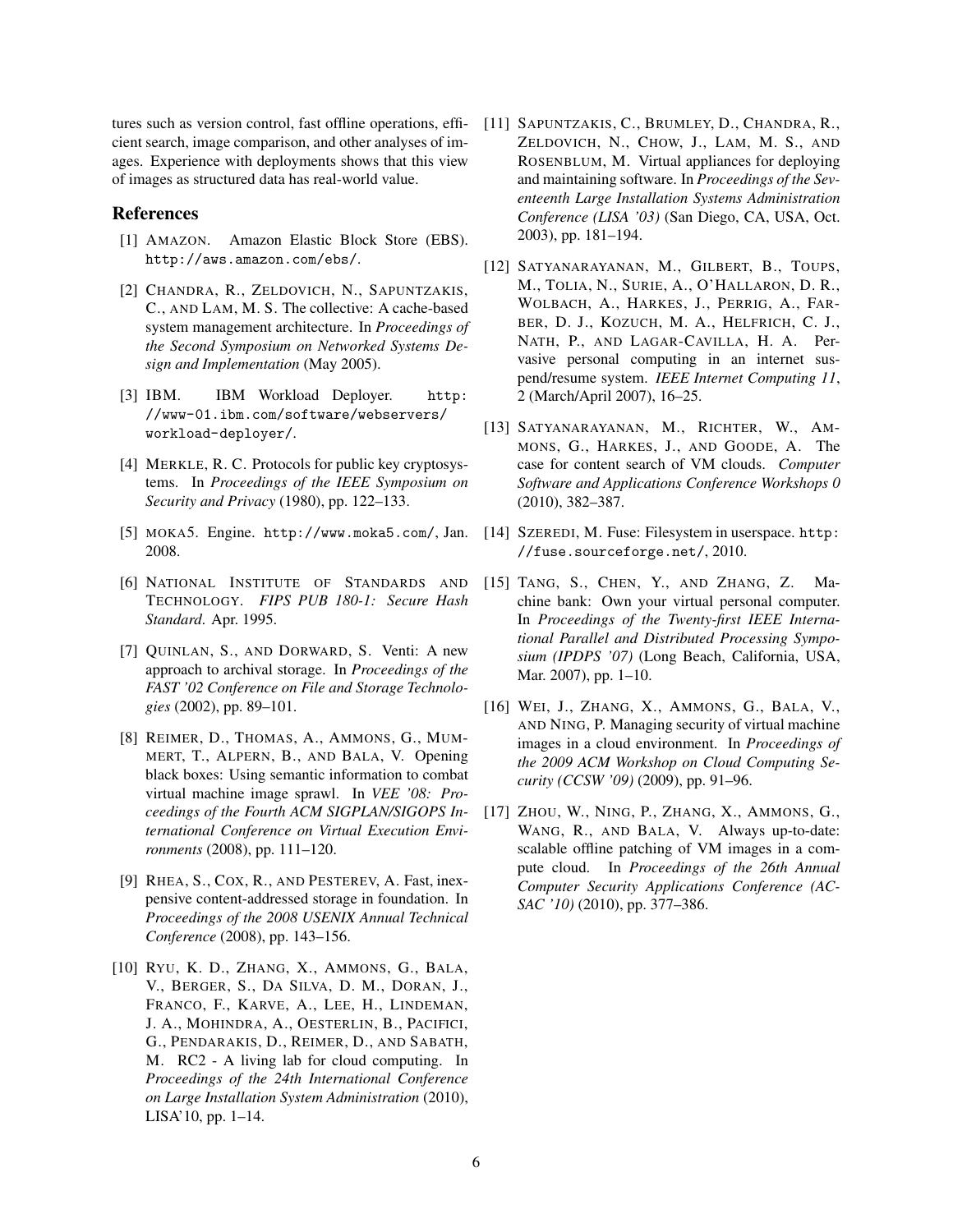tures such as version control, fast offline operations, efficient search, image comparison, and other analyses of images. Experience with deployments shows that this view of images as structured data has real-world value.

## References

[1] Amazon. Amazon Elastic Block Store (EBS). http://aws.amazon.com/ebs/.

[2] Chandra, R., Zeldovich, N., Sapuntzakis, C., and Lam, M. S. The collective: A cache-based system management architecture. In *Proceedings of the Second Symposium on Networked Systems Design and Implementation* (May 2005).

[3] IBM. IBM Workload Deployer. http://www-01.ibm.com/software/webservers/workload-deployer/.

[4] Merkle, R. C. Protocols for public key cryptosystems. In *Proceedings of the IEEE Symposium on Security and Privacy* (1980), pp. 122–133.

[5] moka5. Engine. http://www.moka5.com/, Jan. 2008.

[6] National Institute of Standards and Technology. *FIPS PUB 180-1: Secure Hash Standard*. Apr. 1995.

[7] Quinlan, S., and Dorward, S. Venti: A new approach to archival storage. In *Proceedings of the FAST '02 Conference on File and Storage Technologies* (2002), pp. 89–101.

[8] Reimer, D., Thomas, A., Ammons, G., Mummert, T., Alpern, B., and Bala, V. Opening black boxes: Using semantic information to combat virtual machine image sprawl. In *VEE '08: Proceedings of the Fourth ACM SIGPLAN/SIGOPS International Conference on Virtual Execution Environments* (2008), pp. 111–120.

[9] Rhea, S., Cox, R., and Pesterev, A. Fast, inexpensive content-addressed storage in foundation. In *Proceedings of the 2008 USENIX Annual Technical Conference* (2008), pp. 143–156.

[10] Ryu, K. D., Zhang, X., Ammons, G., Bala, V., Berger, S., Da Silva, D. M., Doran, J., Franco, F., Karve, A., Lee, H., Lindeman, J. A., Mohindra, A., Oesterlin, B., Pacifici, G., Pendarakis, D., Reimer, D., and Sabath, M. RC2 - A living lab for cloud computing. In *Proceedings of the 24th International Conference on Large Installation System Administration* (2010), LISA'10, pp. 1–14.

[11] Sapuntzakis, C., Brumley, D., Chandra, R., Zeldovich, N., Chow, J., Lam, M. S., and Rosenblum, M. Virtual appliances for deploying and maintaining software. In *Proceedings of the Seventeenth Large Installation Systems Administration Conference (LISA '03)* (San Diego, CA, USA, Oct. 2003), pp. 181–194.

[12] Satyanarayanan, M., Gilbert, B., Toups, M., Tolia, N., Surie, A., O'Hallaron, D. R., Wolbach, A., Harkes, J., Perrig, A., Farber, D. J., Kozuch, M. A., Helfrich, C. J., Nath, P., and Lagar-Cavilla, H. A. Pervasive personal computing in an internet suspend/resume system. *IEEE Internet Computing 11*, 2 (March/April 2007), 16–25.

[13] Satyanarayanan, M., Richter, W., Ammons, G., Harkes, J., and Goode, A. The case for content search of VM clouds. *Computer Software and Applications Conference Workshops 0* (2010), 382–387.

[14] Szeredi, M. Fuse: Filesystem in userspace. http://fuse.sourceforge.net/, 2010.

[15] Tang, S., Chen, Y., and Zhang, Z. Machine bank: Own your virtual personal computer. In *Proceedings of the Twenty-first IEEE International Parallel and Distributed Processing Symposium (IPDPS '07)* (Long Beach, California, USA, Mar. 2007), pp. 1–10.

[16] Wei, J., Zhang, X., Ammons, G., Bala, V., and Ning, P. Managing security of virtual machine images in a cloud environment. In *Proceedings of the 2009 ACM Workshop on Cloud Computing Security (CCSW '09)* (2009), pp. 91–96.

[17] Zhou, W., Ning, P., Zhang, X., Ammons, G., Wang, R., and Bala, V. Always up-to-date: scalable offline patching of VM images in a compute cloud. In *Proceedings of the 26th Annual Computer Security Applications Conference (ACSAC '10)* (2010), pp. 377–386.